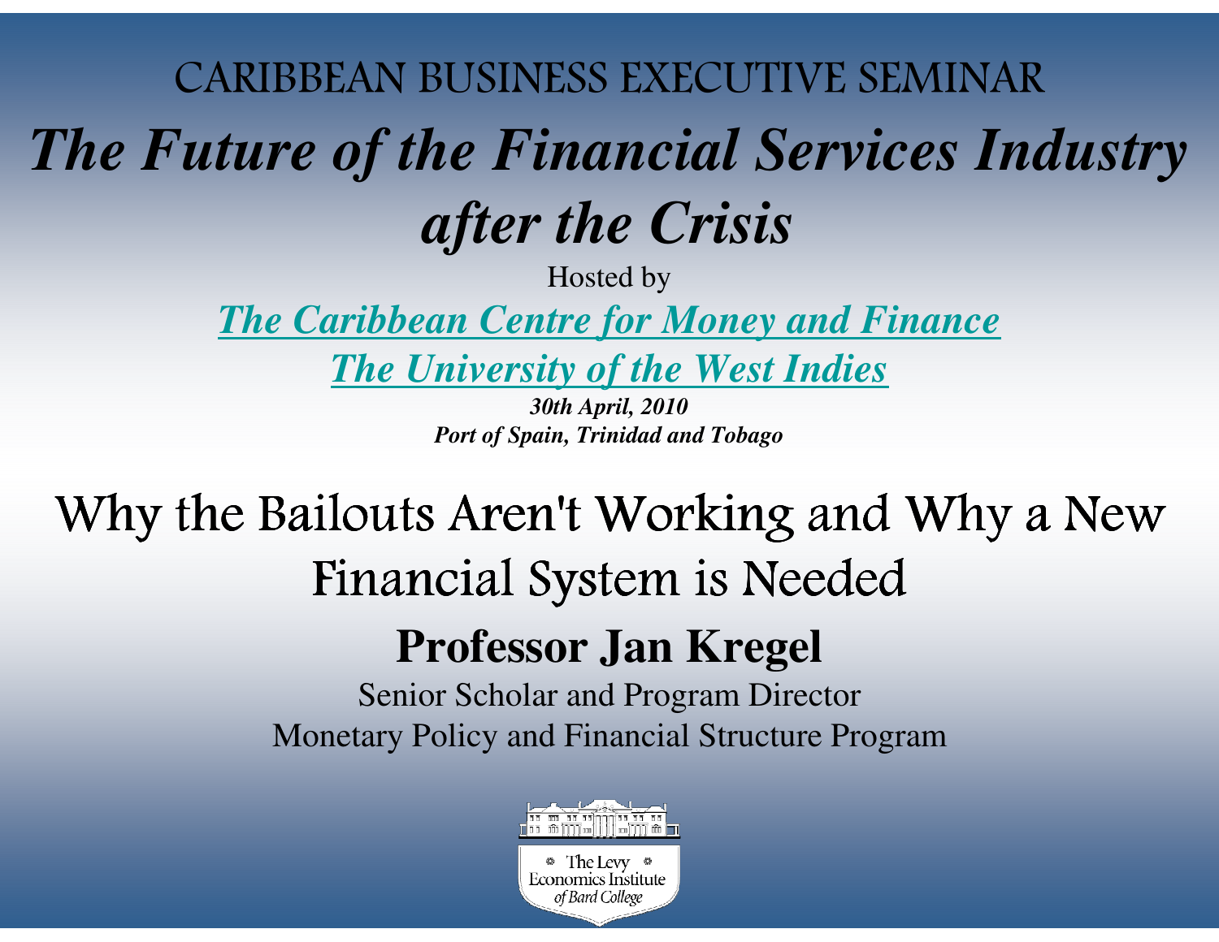CARIBBEAN BUSINESS EXECUTIVE SEMINAR

# *The Future of the Financial Services Industry after the Crisis*

Hosted by

***The Caribbean Centre for Money and Finance***

***The University of the West Indies***

***30th April, 2010***

***Port of Spain, Trinidad and Tobago***

## Why the Bailouts Aren't Working and Why a New Financial System is Needed

**Professor Jan Kregel**

Senior Scholar and Program Director

Monetary Policy and Financial Structure Program

The Levy Economics Institute of Bard College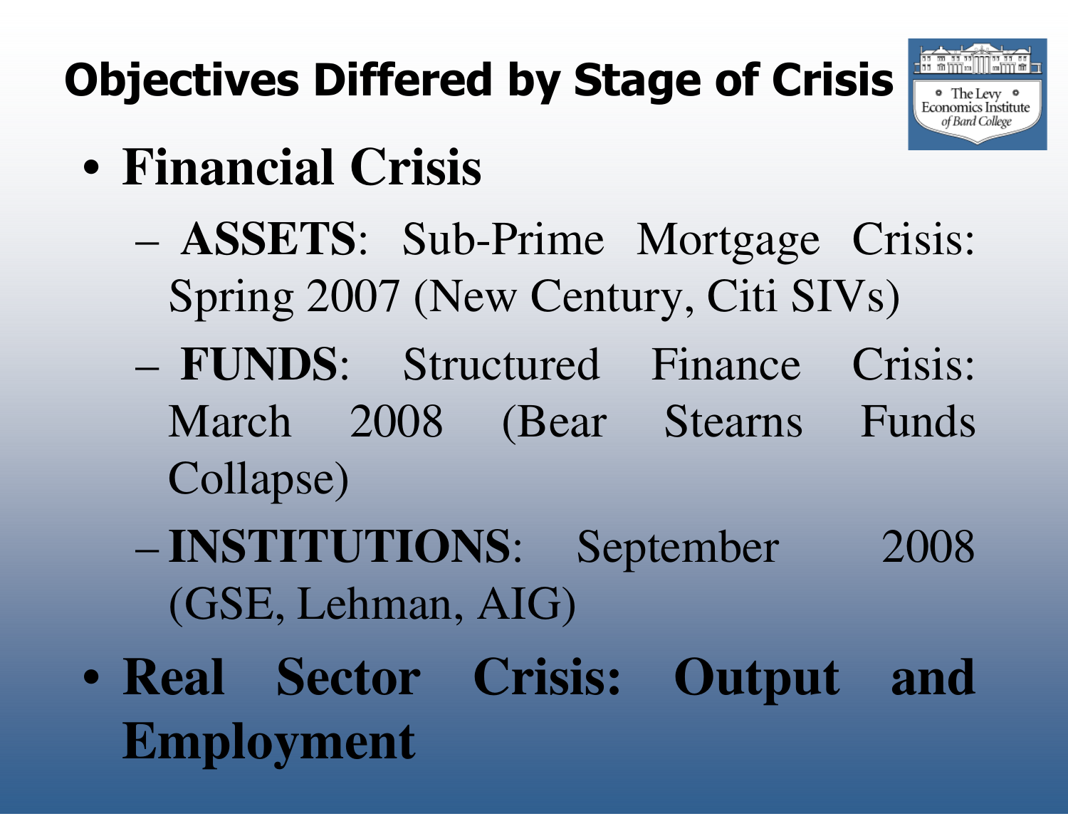# Objectives Differed by Stage of Crisis

- **Financial Crisis**
  - **ASSETS**: Sub-Prime Mortgage Crisis: Spring 2007 (New Century, Citi SIVs)
  - **FUNDS**: Structured Finance Crisis: March 2008 (Bear Stearns Funds Collapse)
  - **INSTITUTIONS**: September 2008 (GSE, Lehman, AIG)
- **Real Sector Crisis: Output and Employment**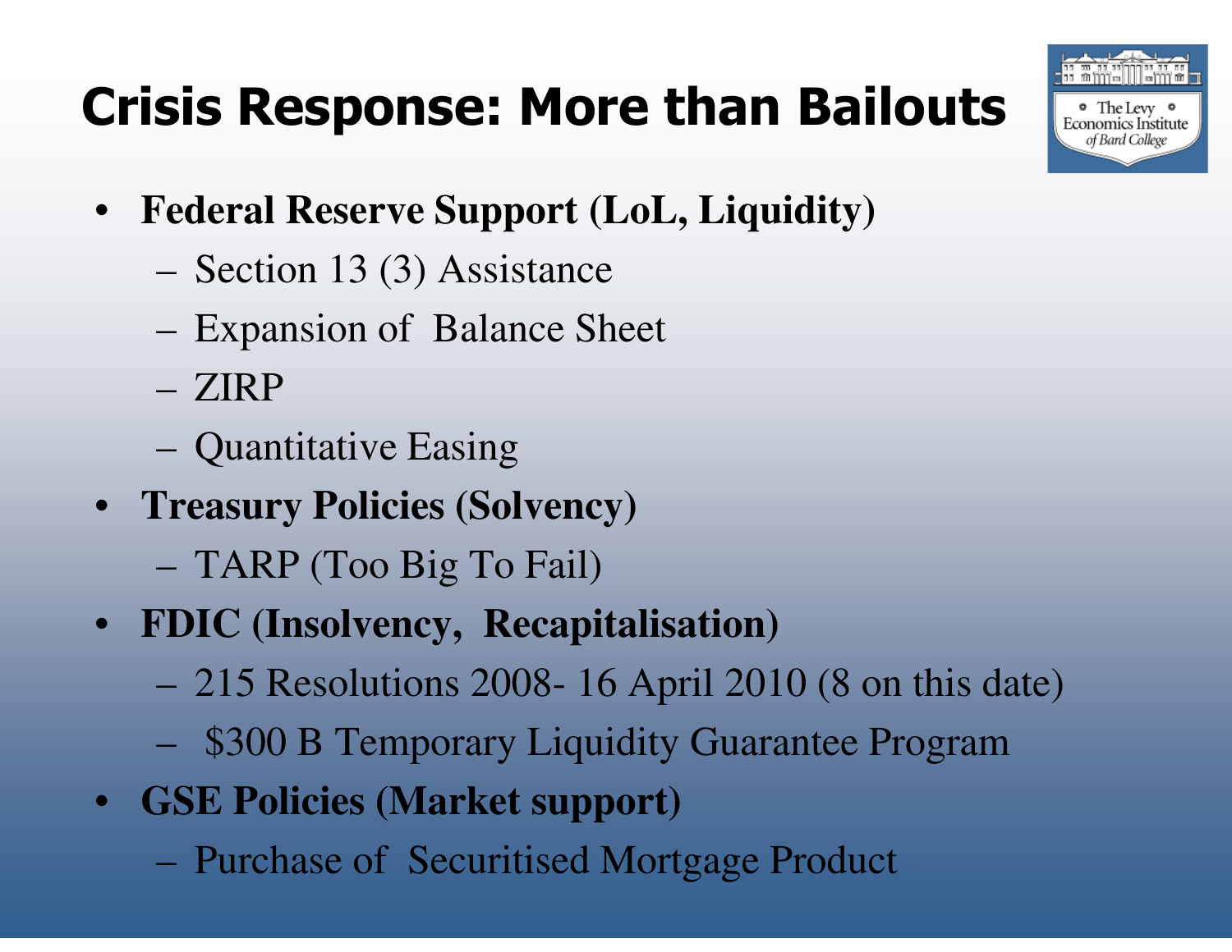# Crisis Response: More than Bailouts

- **Federal Reserve Support (LoL, Liquidity)**
  - Section 13 (3) Assistance
  - Expansion of Balance Sheet
  - ZIRP
  - Quantitative Easing
- **Treasury Policies (Solvency)**
  - TARP (Too Big To Fail)
- **FDIC (Insolvency, Recapitalisation)**
  - 215 Resolutions 2008- 16 April 2010 (8 on this date)
  - $300 B Temporary Liquidity Guarantee Program
- **GSE Policies (Market support)**
  - Purchase of Securitised Mortgage Product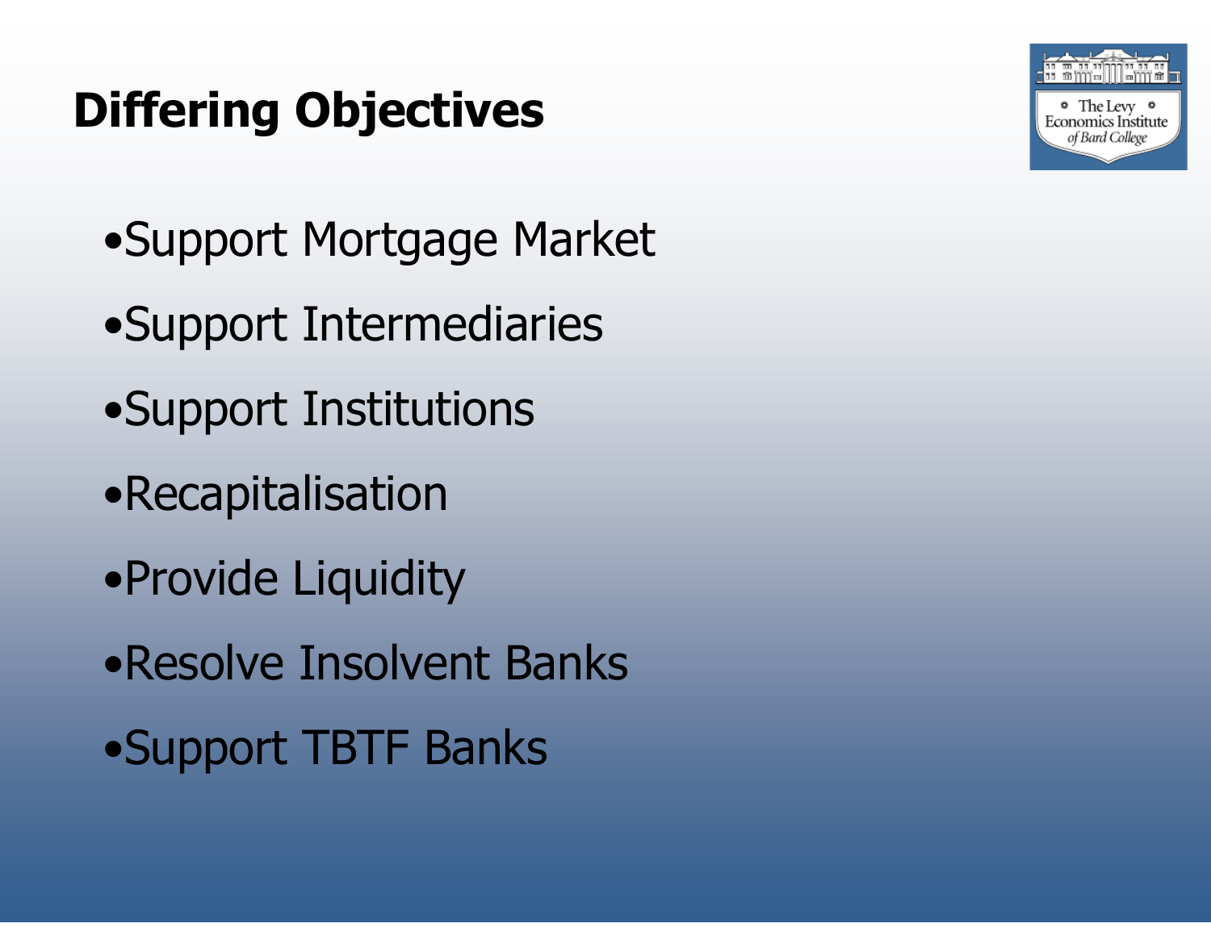# Differing Objectives

- Support Mortgage Market
- Support Intermediaries
- Support Institutions
- Recapitalisation
- Provide Liquidity
- Resolve Insolvent Banks
- Support TBTF Banks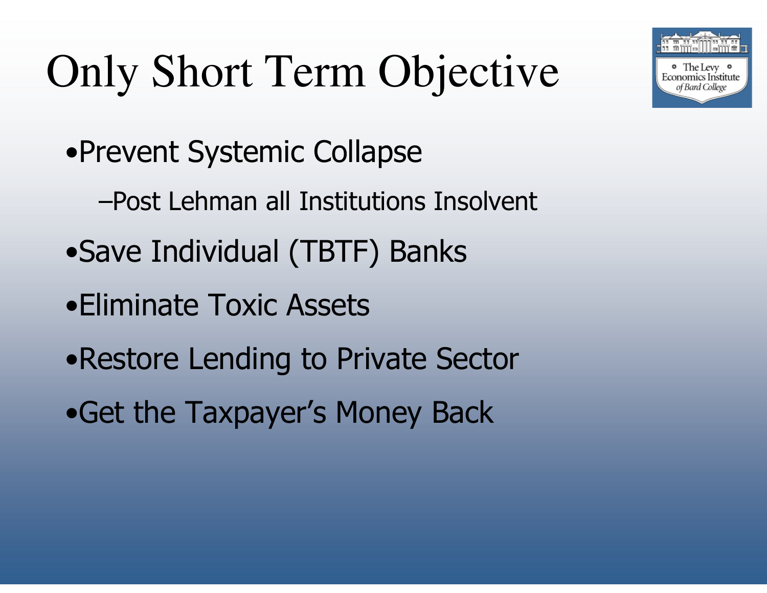# Only Short Term Objective

- Prevent Systemic Collapse
  - Post Lehman all Institutions Insolvent
- Save Individual (TBTF) Banks
- Eliminate Toxic Assets
- Restore Lending to Private Sector
- Get the Taxpayer's Money Back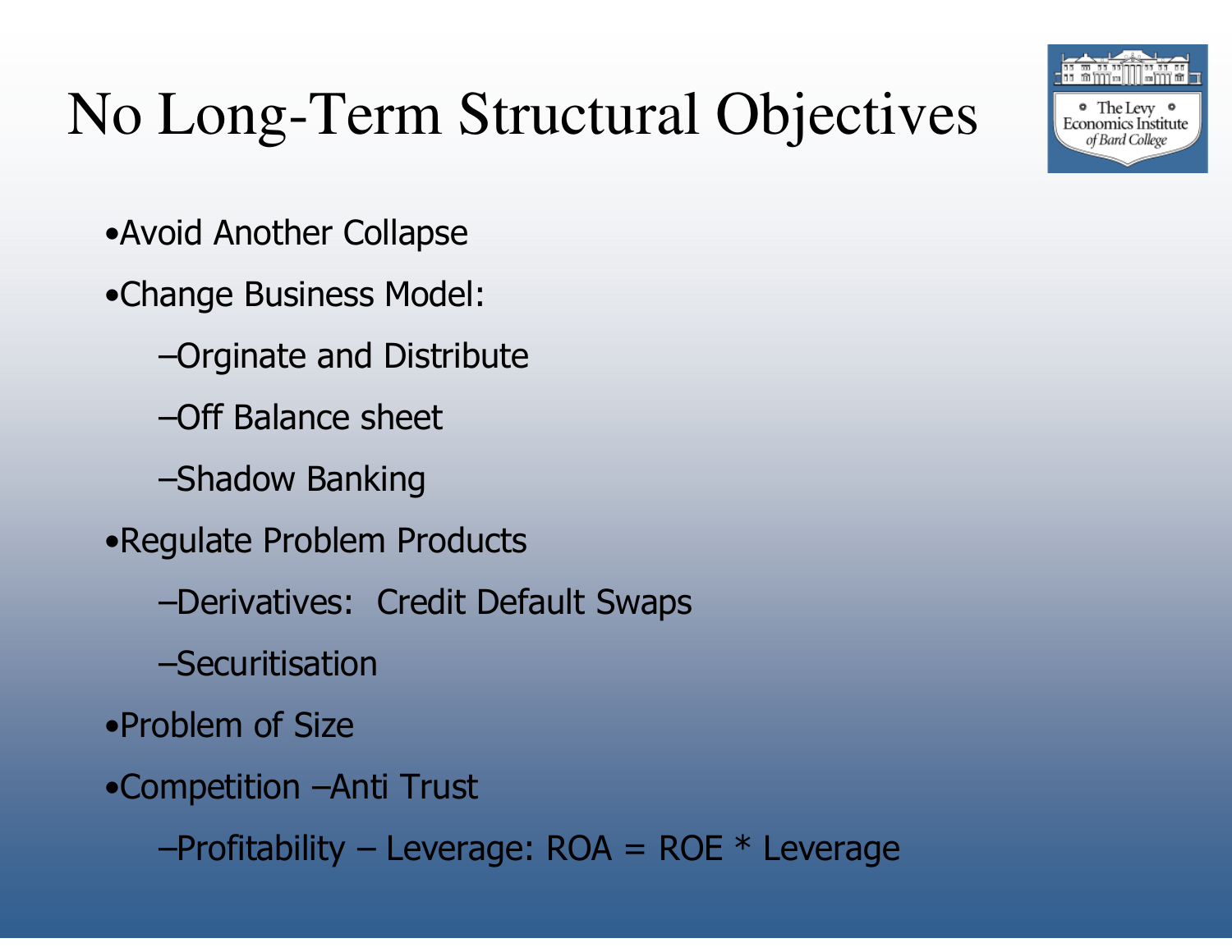# No Long-Term Structural Objectives

- Avoid Another Collapse
- Change Business Model:
  - Orginate and Distribute
  - Off Balance sheet
  - Shadow Banking
- Regulate Problem Products
  - Derivatives: Credit Default Swaps
  - Securitisation
- Problem of Size
- Competition –Anti Trust
  - Profitability – Leverage: ROA = ROE * Leverage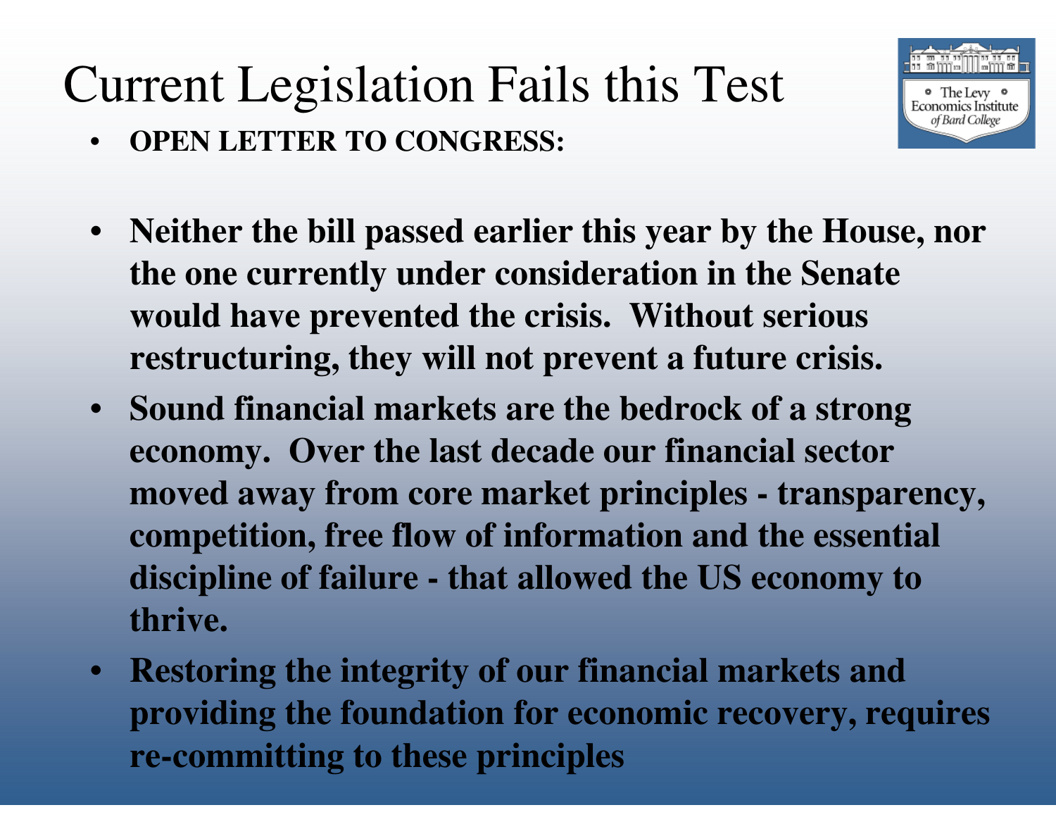# Current Legislation Fails this Test

- **OPEN LETTER TO CONGRESS:**
- **Neither the bill passed earlier this year by the House, nor the one currently under consideration in the Senate would have prevented the crisis. Without serious restructuring, they will not prevent a future crisis.**
- **Sound financial markets are the bedrock of a strong economy. Over the last decade our financial sector moved away from core market principles - transparency, competition, free flow of information and the essential discipline of failure - that allowed the US economy to thrive.**
- **Restoring the integrity of our financial markets and providing the foundation for economic recovery, requires re-committing to these principles**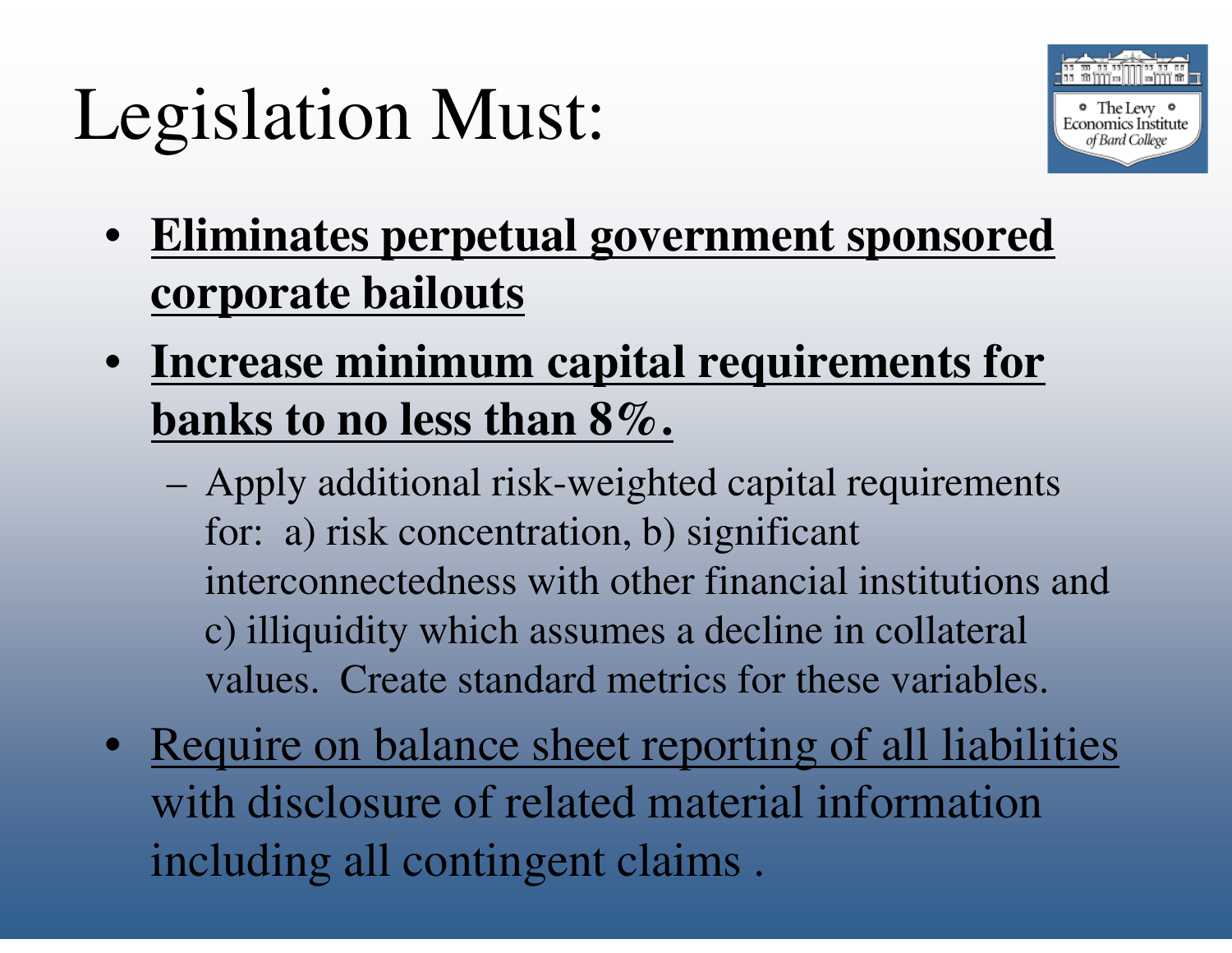# Legislation Must:

- **<u>Eliminates perpetual government sponsored corporate bailouts</u>**
- **<u>Increase minimum capital requirements for banks to no less than 8%.</u>**
  - Apply additional risk-weighted capital requirements for: a) risk concentration, b) significant interconnectedness with other financial institutions and c) illiquidity which assumes a decline in collateral values. Create standard metrics for these variables.
- <u>Require on balance sheet reporting of all liabilities</u> with disclosure of related material information including all contingent claims .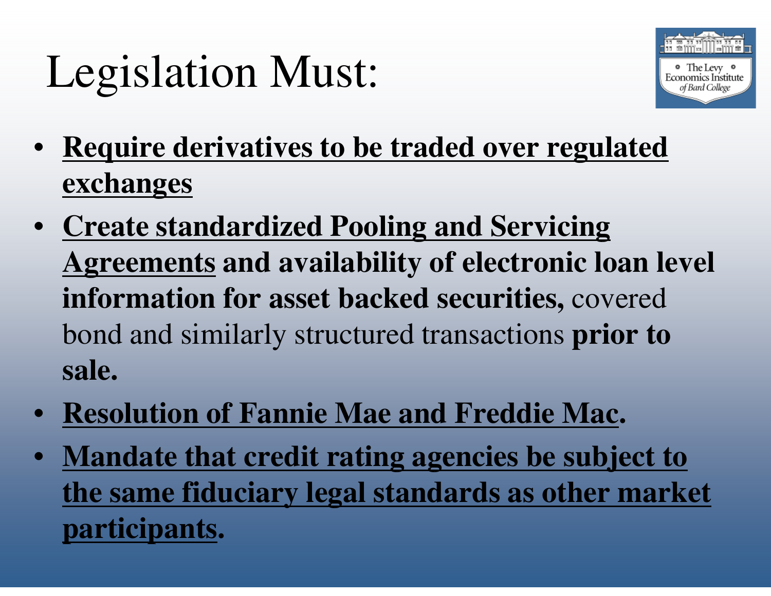# Legislation Must:

- **Require derivatives to be traded over regulated exchanges**
- **Create standardized Pooling and Servicing Agreements and availability of electronic loan level information for asset backed securities,** covered bond and similarly structured transactions **prior to sale.**
- **Resolution of Fannie Mae and Freddie Mac.**
- **Mandate that credit rating agencies be subject to the same fiduciary legal standards as other market participants.**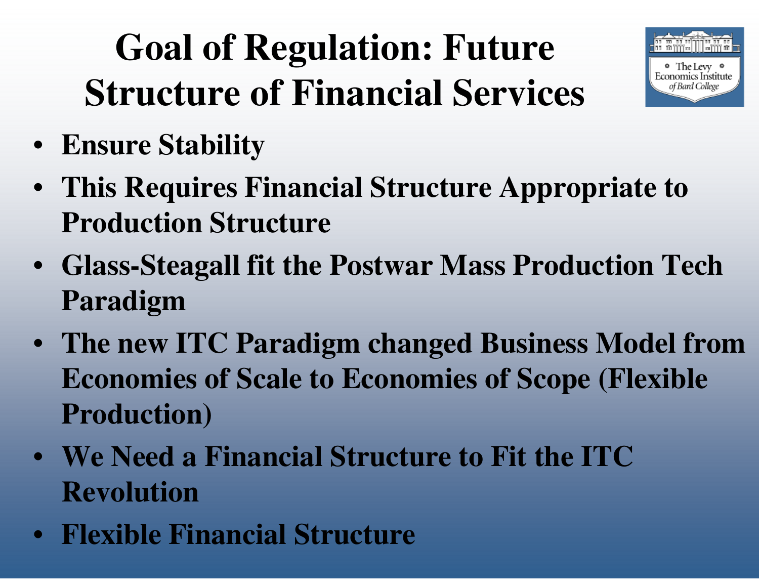# Goal of Regulation: Future Structure of Financial Services

- **Ensure Stability**
- **This Requires Financial Structure Appropriate to Production Structure**
- **Glass-Steagall fit the Postwar Mass Production Tech Paradigm**
- **The new ITC Paradigm changed Business Model from Economies of Scale to Economies of Scope (Flexible Production)**
- **We Need a Financial Structure to Fit the ITC Revolution**
- **Flexible Financial Structure**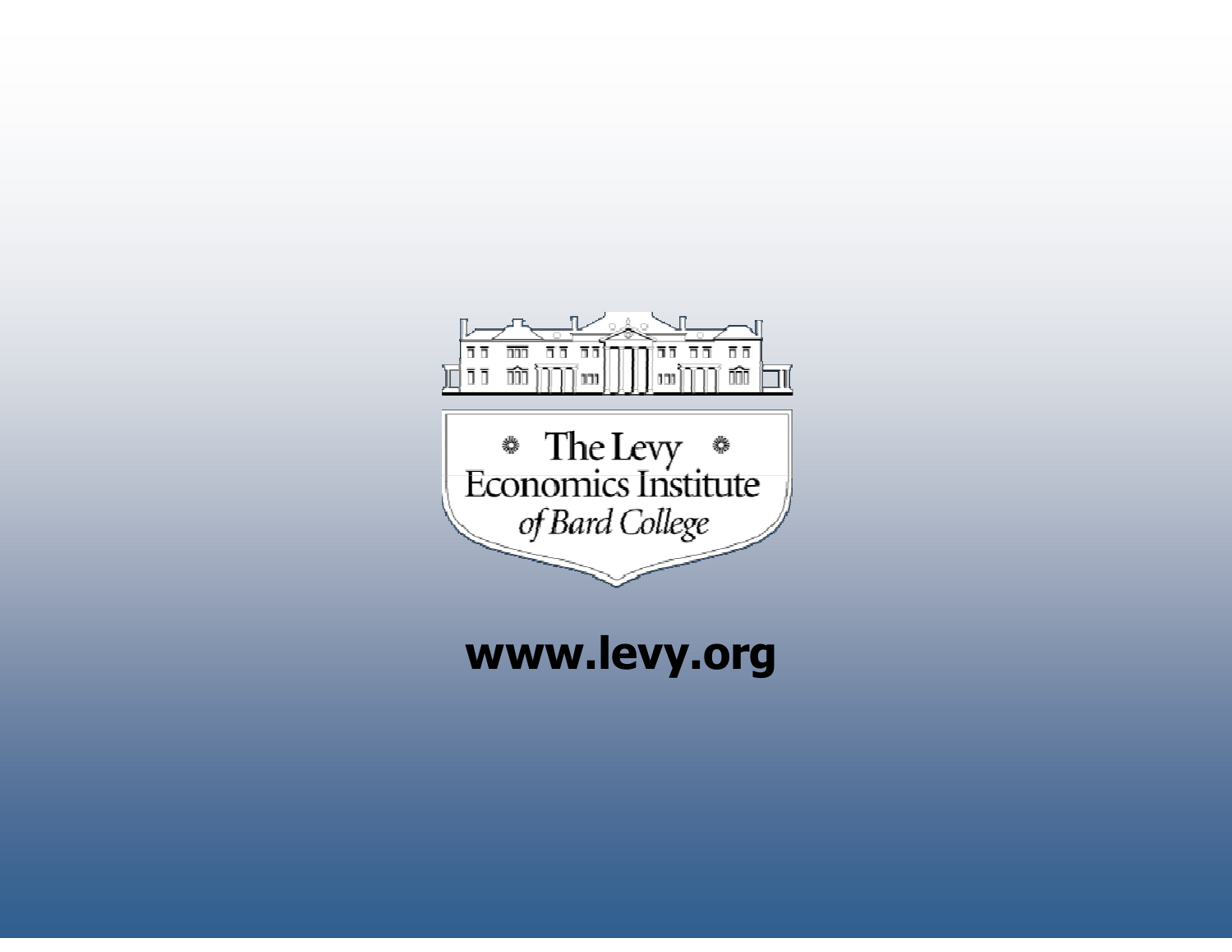The Levy Economics Institute of Bard College

**www.levy.org**